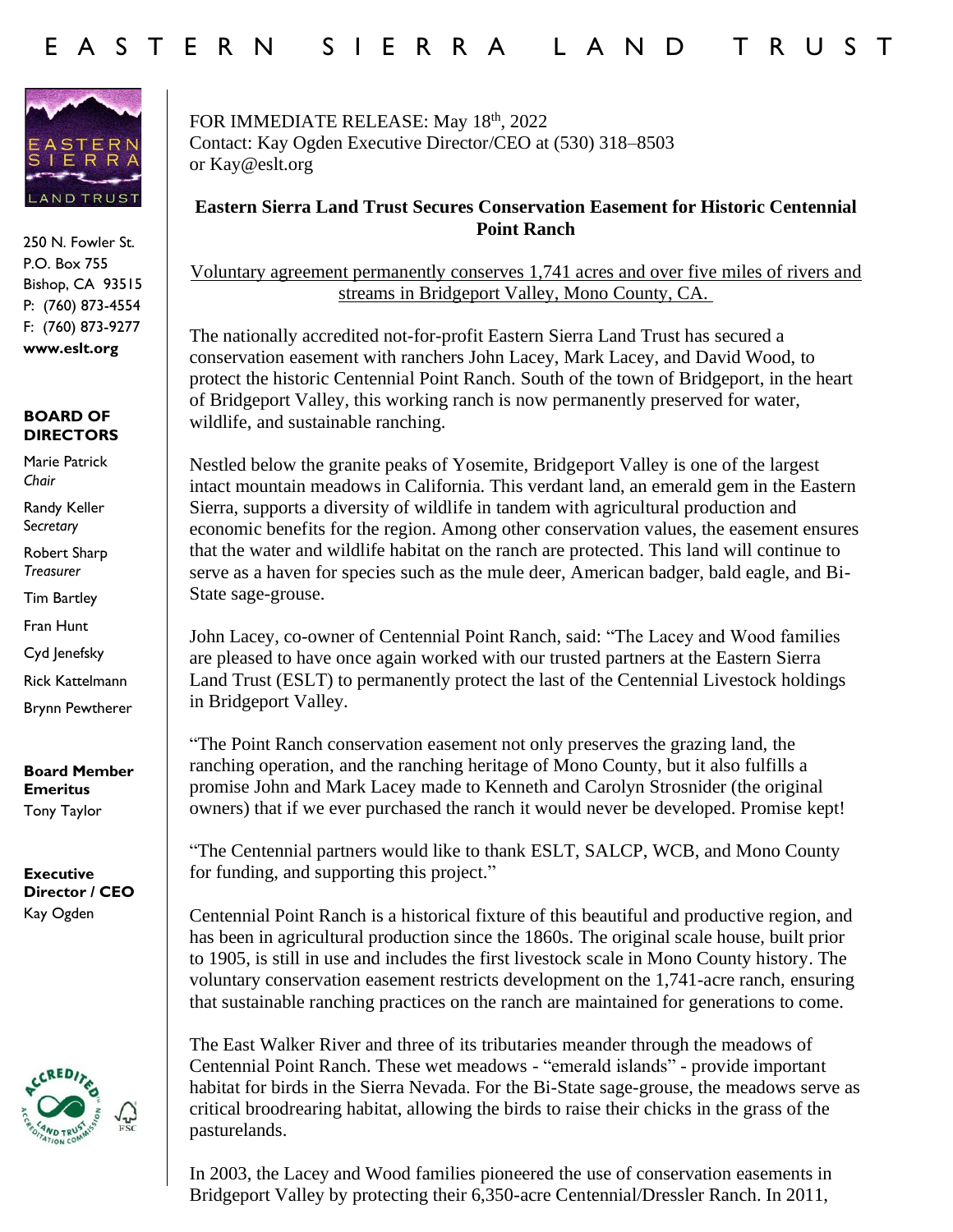# EASTERN SIERRA LAND TRUST

250 N. Fowler St.
P.O. Box 755
Bishop, CA 93515
P: (760) 873-4554
F: (760) 873-9277
**www.eslt.org**

**BOARD OF DIRECTORS**

Marie Patrick
*Chair*

Randy Keller
*Secretary*

Robert Sharp
*Treasurer*

Tim Bartley

Fran Hunt

Cyd Jenefsky

Rick Kattelmann

Brynn Pewtherer

**Board Member Emeritus**
Tony Taylor

**Executive Director / CEO**
Kay Ogden

FOR IMMEDIATE RELEASE: May 18th, 2022
Contact: Kay Ogden Executive Director/CEO at (530) 318–8503
or Kay@eslt.org

**Eastern Sierra Land Trust Secures Conservation Easement for Historic Centennial Point Ranch**

Voluntary agreement permanently conserves 1,741 acres and over five miles of rivers and streams in Bridgeport Valley, Mono County, CA.

The nationally accredited not-for-profit Eastern Sierra Land Trust has secured a conservation easement with ranchers John Lacey, Mark Lacey, and David Wood, to protect the historic Centennial Point Ranch. South of the town of Bridgeport, in the heart of Bridgeport Valley, this working ranch is now permanently preserved for water, wildlife, and sustainable ranching.

Nestled below the granite peaks of Yosemite, Bridgeport Valley is one of the largest intact mountain meadows in California. This verdant land, an emerald gem in the Eastern Sierra, supports a diversity of wildlife in tandem with agricultural production and economic benefits for the region. Among other conservation values, the easement ensures that the water and wildlife habitat on the ranch are protected. This land will continue to serve as a haven for species such as the mule deer, American badger, bald eagle, and Bi-State sage-grouse.

John Lacey, co-owner of Centennial Point Ranch, said: "The Lacey and Wood families are pleased to have once again worked with our trusted partners at the Eastern Sierra Land Trust (ESLT) to permanently protect the last of the Centennial Livestock holdings in Bridgeport Valley.

"The Point Ranch conservation easement not only preserves the grazing land, the ranching operation, and the ranching heritage of Mono County, but it also fulfills a promise John and Mark Lacey made to Kenneth and Carolyn Strosnider (the original owners) that if we ever purchased the ranch it would never be developed. Promise kept!

"The Centennial partners would like to thank ESLT, SALCP, WCB, and Mono County for funding, and supporting this project."

Centennial Point Ranch is a historical fixture of this beautiful and productive region, and has been in agricultural production since the 1860s. The original scale house, built prior to 1905, is still in use and includes the first livestock scale in Mono County history. The voluntary conservation easement restricts development on the 1,741-acre ranch, ensuring that sustainable ranching practices on the ranch are maintained for generations to come.

The East Walker River and three of its tributaries meander through the meadows of Centennial Point Ranch. These wet meadows - "emerald islands" - provide important habitat for birds in the Sierra Nevada. For the Bi-State sage-grouse, the meadows serve as critical broodrearing habitat, allowing the birds to raise their chicks in the grass of the pasturelands.

In 2003, the Lacey and Wood families pioneered the use of conservation easements in Bridgeport Valley by protecting their 6,350-acre Centennial/Dressler Ranch. In 2011,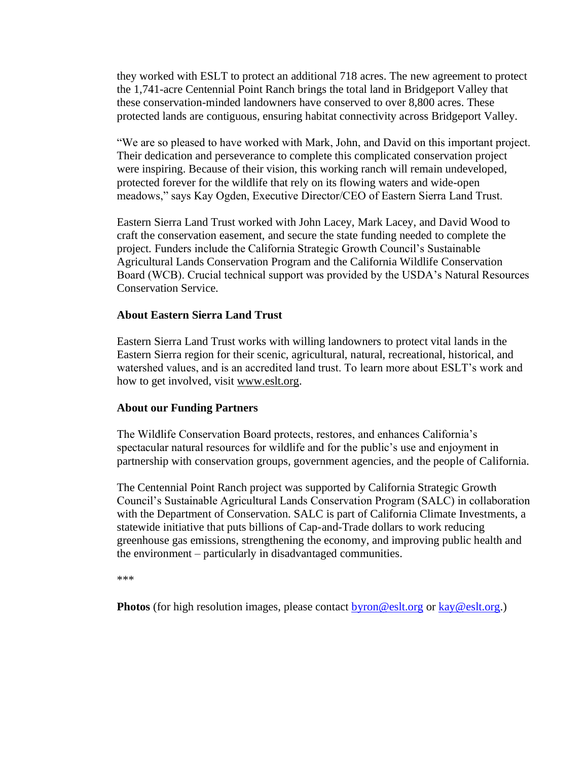they worked with ESLT to protect an additional 718 acres. The new agreement to protect the 1,741-acre Centennial Point Ranch brings the total land in Bridgeport Valley that these conservation-minded landowners have conserved to over 8,800 acres. These protected lands are contiguous, ensuring habitat connectivity across Bridgeport Valley.

"We are so pleased to have worked with Mark, John, and David on this important project. Their dedication and perseverance to complete this complicated conservation project were inspiring. Because of their vision, this working ranch will remain undeveloped, protected forever for the wildlife that rely on its flowing waters and wide-open meadows," says Kay Ogden, Executive Director/CEO of Eastern Sierra Land Trust.

Eastern Sierra Land Trust worked with John Lacey, Mark Lacey, and David Wood to craft the conservation easement, and secure the state funding needed to complete the project. Funders include the California Strategic Growth Council's Sustainable Agricultural Lands Conservation Program and the California Wildlife Conservation Board (WCB). Crucial technical support was provided by the USDA's Natural Resources Conservation Service.

**About Eastern Sierra Land Trust**

Eastern Sierra Land Trust works with willing landowners to protect vital lands in the Eastern Sierra region for their scenic, agricultural, natural, recreational, historical, and watershed values, and is an accredited land trust. To learn more about ESLT's work and how to get involved, visit www.eslt.org.

**About our Funding Partners**

The Wildlife Conservation Board protects, restores, and enhances California's spectacular natural resources for wildlife and for the public's use and enjoyment in partnership with conservation groups, government agencies, and the people of California.

The Centennial Point Ranch project was supported by California Strategic Growth Council's Sustainable Agricultural Lands Conservation Program (SALC) in collaboration with the Department of Conservation. SALC is part of California Climate Investments, a statewide initiative that puts billions of Cap-and-Trade dollars to work reducing greenhouse gas emissions, strengthening the economy, and improving public health and the environment – particularly in disadvantaged communities.

***

**Photos** (for high resolution images, please contact byron@eslt.org or kay@eslt.org.)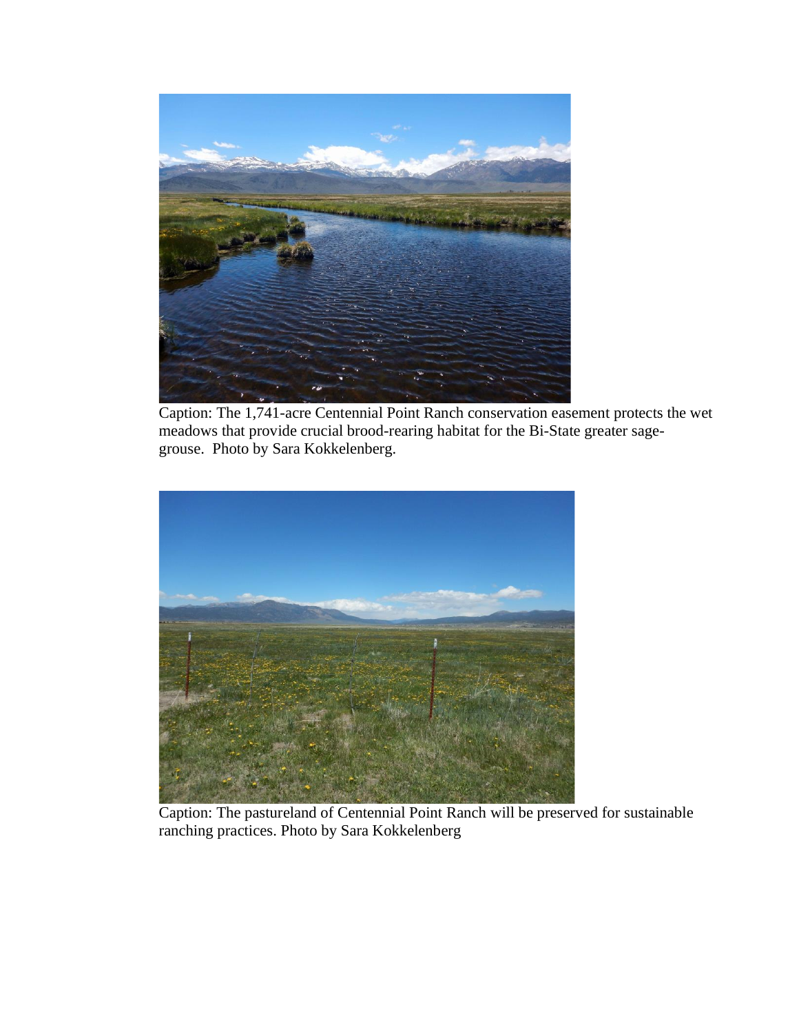Caption: The 1,741-acre Centennial Point Ranch conservation easement protects the wet meadows that provide crucial brood-rearing habitat for the Bi-State greater sage-grouse. Photo by Sara Kokkelenberg.

Caption: The pastureland of Centennial Point Ranch will be preserved for sustainable ranching practices. Photo by Sara Kokkelenberg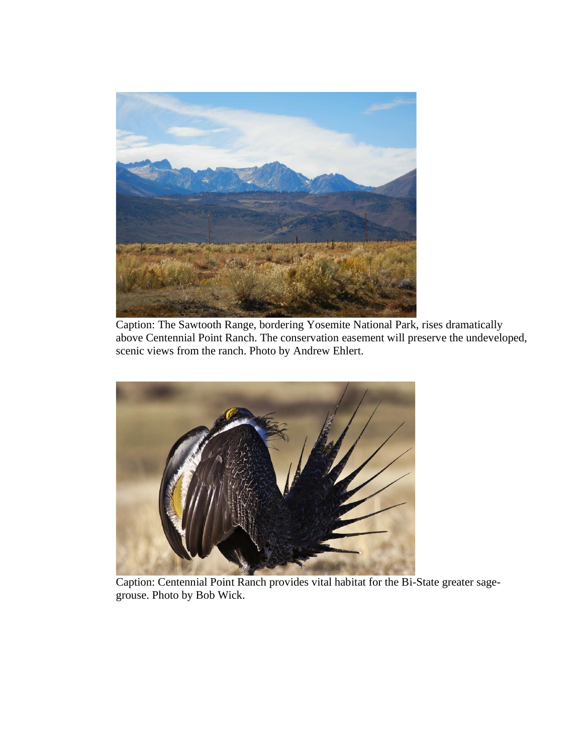Caption: The Sawtooth Range, bordering Yosemite National Park, rises dramatically above Centennial Point Ranch. The conservation easement will preserve the undeveloped, scenic views from the ranch. Photo by Andrew Ehlert.

Caption: Centennial Point Ranch provides vital habitat for the Bi-State greater sage-grouse. Photo by Bob Wick.